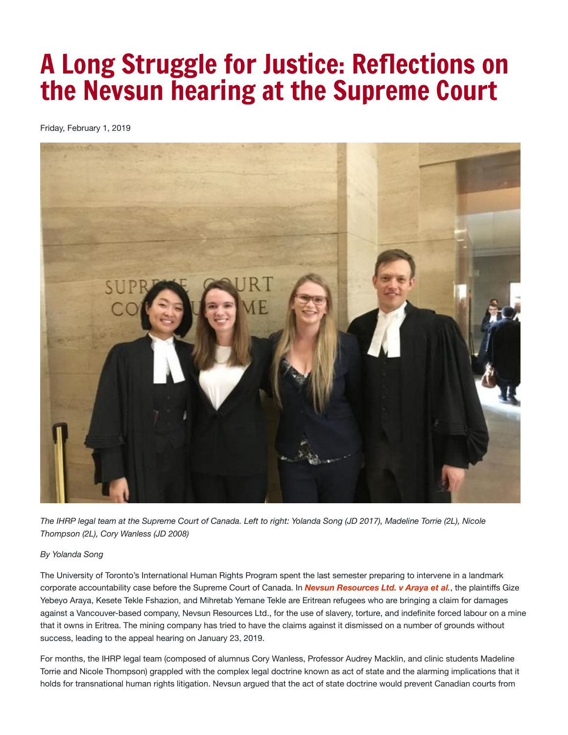# A Long Struggle for Justice: Reflections on the Nevsun hearing at the Supreme Court

Friday, February 1, 2019

*The IHRP legal team at the Supreme Court of Canada. Left to right: Yolanda Song (JD 2017), Madeline Torrie (2L), Nicole Thompson (2L), Cory Wanless (JD 2008)*

*By Yolanda Song*

The University of Toronto's International Human Rights Program spent the last semester preparing to intervene in a landmark corporate accountability case before the Supreme Court of Canada. In ***Nevsun Resources Ltd. v Araya et al.***, the plaintiffs Gize Yebeyo Araya, Kesete Tekle Fshazion, and Mihretab Yemane Tekle are Eritrean refugees who are bringing a claim for damages against a Vancouver-based company, Nevsun Resources Ltd., for the use of slavery, torture, and indefinite forced labour on a mine that it owns in Eritrea. The mining company has tried to have the claims against it dismissed on a number of grounds without success, leading to the appeal hearing on January 23, 2019.

For months, the IHRP legal team (composed of alumnus Cory Wanless, Professor Audrey Macklin, and clinic students Madeline Torrie and Nicole Thompson) grappled with the complex legal doctrine known as act of state and the alarming implications that it holds for transnational human rights litigation. Nevsun argued that the act of state doctrine would prevent Canadian courts from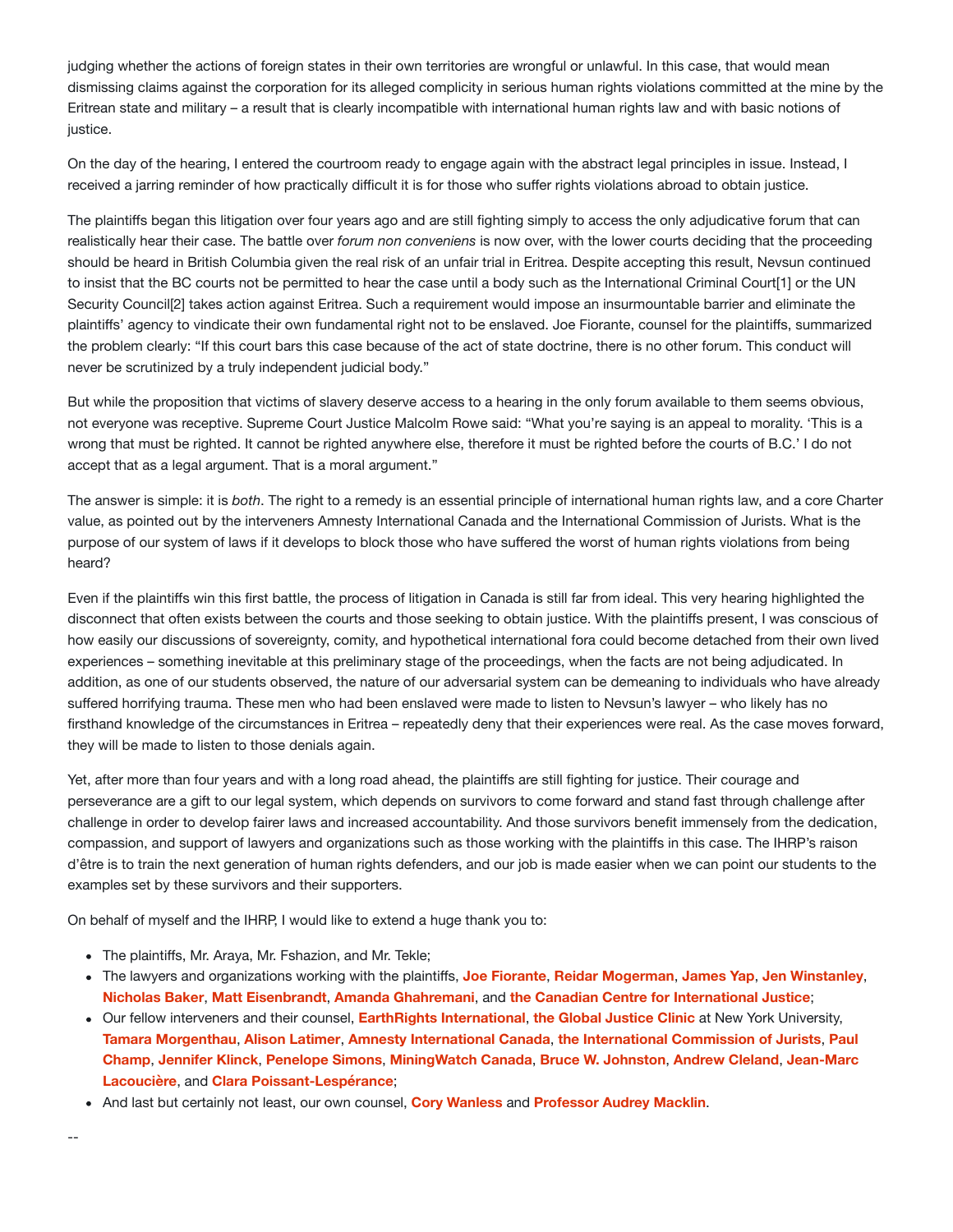judging whether the actions of foreign states in their own territories are wrongful or unlawful. In this case, that would mean dismissing claims against the corporation for its alleged complicity in serious human rights violations committed at the mine by the Eritrean state and military – a result that is clearly incompatible with international human rights law and with basic notions of justice.

On the day of the hearing, I entered the courtroom ready to engage again with the abstract legal principles in issue. Instead, I received a jarring reminder of how practically difficult it is for those who suffer rights violations abroad to obtain justice.

The plaintiffs began this litigation over four years ago and are still fighting simply to access the only adjudicative forum that can realistically hear their case. The battle over *forum non conveniens* is now over, with the lower courts deciding that the proceeding should be heard in British Columbia given the real risk of an unfair trial in Eritrea. Despite accepting this result, Nevsun continued to insist that the BC courts not be permitted to hear the case until a body such as the International Criminal Court[1] or the UN Security Council[2] takes action against Eritrea. Such a requirement would impose an insurmountable barrier and eliminate the plaintiffs' agency to vindicate their own fundamental right not to be enslaved. Joe Fiorante, counsel for the plaintiffs, summarized the problem clearly: "If this court bars this case because of the act of state doctrine, there is no other forum. This conduct will never be scrutinized by a truly independent judicial body."

But while the proposition that victims of slavery deserve access to a hearing in the only forum available to them seems obvious, not everyone was receptive. Supreme Court Justice Malcolm Rowe said: "What you're saying is an appeal to morality. 'This is a wrong that must be righted. It cannot be righted anywhere else, therefore it must be righted before the courts of B.C.' I do not accept that as a legal argument. That is a moral argument."

The answer is simple: it is *both*. The right to a remedy is an essential principle of international human rights law, and a core Charter value, as pointed out by the interveners Amnesty International Canada and the International Commission of Jurists. What is the purpose of our system of laws if it develops to block those who have suffered the worst of human rights violations from being heard?

Even if the plaintiffs win this first battle, the process of litigation in Canada is still far from ideal. This very hearing highlighted the disconnect that often exists between the courts and those seeking to obtain justice. With the plaintiffs present, I was conscious of how easily our discussions of sovereignty, comity, and hypothetical international fora could become detached from their own lived experiences – something inevitable at this preliminary stage of the proceedings, when the facts are not being adjudicated. In addition, as one of our students observed, the nature of our adversarial system can be demeaning to individuals who have already suffered horrifying trauma. These men who had been enslaved were made to listen to Nevsun's lawyer – who likely has no firsthand knowledge of the circumstances in Eritrea – repeatedly deny that their experiences were real. As the case moves forward, they will be made to listen to those denials again.

Yet, after more than four years and with a long road ahead, the plaintiffs are still fighting for justice. Their courage and perseverance are a gift to our legal system, which depends on survivors to come forward and stand fast through challenge after challenge in order to develop fairer laws and increased accountability. And those survivors benefit immensely from the dedication, compassion, and support of lawyers and organizations such as those working with the plaintiffs in this case. The IHRP's raison d'être is to train the next generation of human rights defenders, and our job is made easier when we can point our students to the examples set by these survivors and their supporters.

On behalf of myself and the IHRP, I would like to extend a huge thank you to:

- The plaintiffs, Mr. Araya, Mr. Fshazion, and Mr. Tekle;
- The lawyers and organizations working with the plaintiffs, **Joe Fiorante**, **Reidar Mogerman**, **James Yap**, **Jen Winstanley**, **Nicholas Baker**, **Matt Eisenbrandt**, **Amanda Ghahremani**, and **the Canadian Centre for International Justice**;
- Our fellow interveners and their counsel, **EarthRights International**, **the Global Justice Clinic** at New York University, **Tamara Morgenthau**, **Alison Latimer**, **Amnesty International Canada**, **the International Commission of Jurists**, **Paul Champ**, **Jennifer Klinck**, **Penelope Simons**, **MiningWatch Canada**, **Bruce W. Johnston**, **Andrew Cleland**, **Jean-Marc Lacoucière**, and **Clara Poissant-Lespérance**;
- And last but certainly not least, our own counsel, **Cory Wanless** and **Professor Audrey Macklin**.

--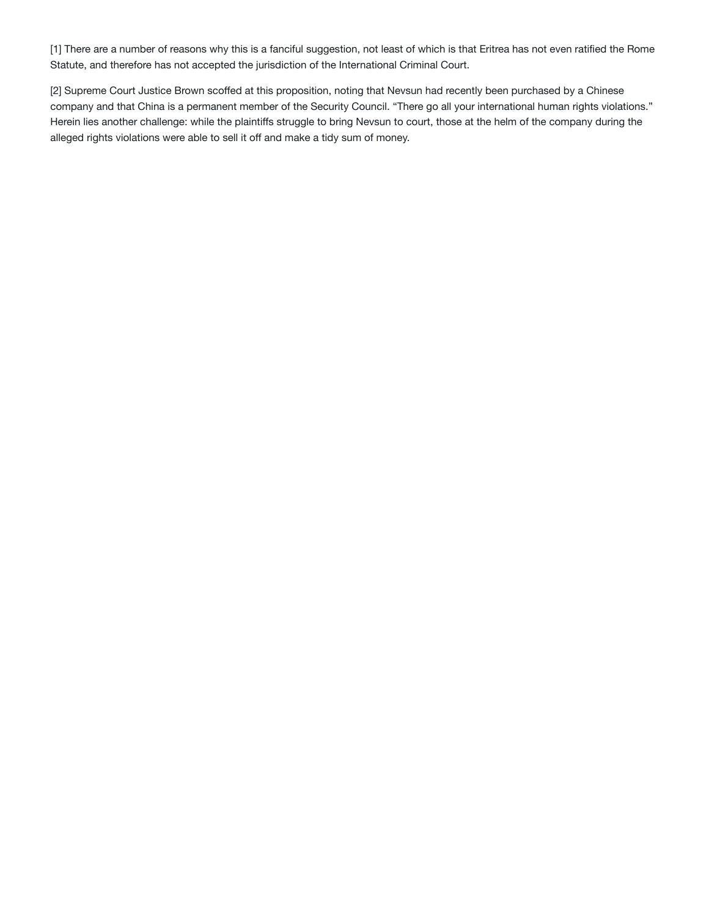[1] There are a number of reasons why this is a fanciful suggestion, not least of which is that Eritrea has not even ratified the Rome Statute, and therefore has not accepted the jurisdiction of the International Criminal Court.

[2] Supreme Court Justice Brown scoffed at this proposition, noting that Nevsun had recently been purchased by a Chinese company and that China is a permanent member of the Security Council. "There go all your international human rights violations." Herein lies another challenge: while the plaintiffs struggle to bring Nevsun to court, those at the helm of the company during the alleged rights violations were able to sell it off and make a tidy sum of money.